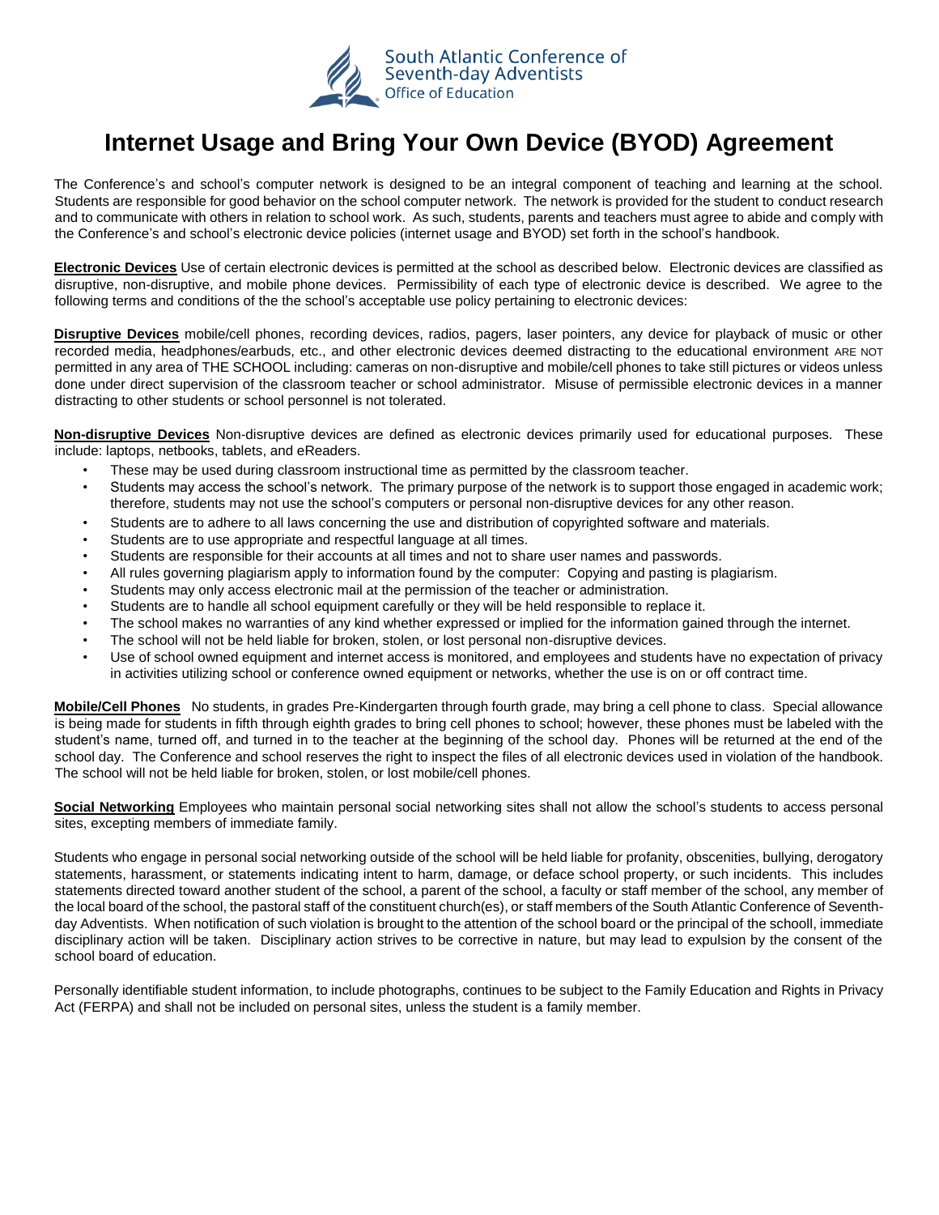South Atlantic Conference of Seventh-day Adventists
Office of Education

# Internet Usage and Bring Your Own Device (BYOD) Agreement

The Conference's and school's computer network is designed to be an integral component of teaching and learning at the school. Students are responsible for good behavior on the school computer network. The network is provided for the student to conduct research and to communicate with others in relation to school work. As such, students, parents and teachers must agree to abide and comply with the Conference's and school's electronic device policies (internet usage and BYOD) set forth in the school's handbook.

**Electronic Devices** Use of certain electronic devices is permitted at the school as described below. Electronic devices are classified as disruptive, non-disruptive, and mobile phone devices. Permissibility of each type of electronic device is described. We agree to the following terms and conditions of the the school's acceptable use policy pertaining to electronic devices:

**Disruptive Devices** mobile/cell phones, recording devices, radios, pagers, laser pointers, any device for playback of music or other recorded media, headphones/earbuds, etc., and other electronic devices deemed distracting to the educational environment ARE NOT permitted in any area of THE SCHOOL including: cameras on non-disruptive and mobile/cell phones to take still pictures or videos unless done under direct supervision of the classroom teacher or school administrator. Misuse of permissible electronic devices in a manner distracting to other students or school personnel is not tolerated.

**Non-disruptive Devices** Non-disruptive devices are defined as electronic devices primarily used for educational purposes. These include: laptops, netbooks, tablets, and eReaders.

- These may be used during classroom instructional time as permitted by the classroom teacher.
- Students may access the school's network. The primary purpose of the network is to support those engaged in academic work; therefore, students may not use the school's computers or personal non-disruptive devices for any other reason.
- Students are to adhere to all laws concerning the use and distribution of copyrighted software and materials.
- Students are to use appropriate and respectful language at all times.
- Students are responsible for their accounts at all times and not to share user names and passwords.
- All rules governing plagiarism apply to information found by the computer: Copying and pasting is plagiarism.
- Students may only access electronic mail at the permission of the teacher or administration.
- Students are to handle all school equipment carefully or they will be held responsible to replace it.
- The school makes no warranties of any kind whether expressed or implied for the information gained through the internet.
- The school will not be held liable for broken, stolen, or lost personal non-disruptive devices.
- Use of school owned equipment and internet access is monitored, and employees and students have no expectation of privacy in activities utilizing school or conference owned equipment or networks, whether the use is on or off contract time.

**Mobile/Cell Phones** No students, in grades Pre-Kindergarten through fourth grade, may bring a cell phone to class. Special allowance is being made for students in fifth through eighth grades to bring cell phones to school; however, these phones must be labeled with the student's name, turned off, and turned in to the teacher at the beginning of the school day. Phones will be returned at the end of the school day. The Conference and school reserves the right to inspect the files of all electronic devices used in violation of the handbook. The school will not be held liable for broken, stolen, or lost mobile/cell phones.

**Social Networking** Employees who maintain personal social networking sites shall not allow the school's students to access personal sites, excepting members of immediate family.

Students who engage in personal social networking outside of the school will be held liable for profanity, obscenities, bullying, derogatory statements, harassment, or statements indicating intent to harm, damage, or deface school property, or such incidents. This includes statements directed toward another student of the school, a parent of the school, a faculty or staff member of the school, any member of the local board of the school, the pastoral staff of the constituent church(es), or staff members of the South Atlantic Conference of Seventh-day Adventists. When notification of such violation is brought to the attention of the school board or the principal of the schooll, immediate disciplinary action will be taken. Disciplinary action strives to be corrective in nature, but may lead to expulsion by the consent of the school board of education.

Personally identifiable student information, to include photographs, continues to be subject to the Family Education and Rights in Privacy Act (FERPA) and shall not be included on personal sites, unless the student is a family member.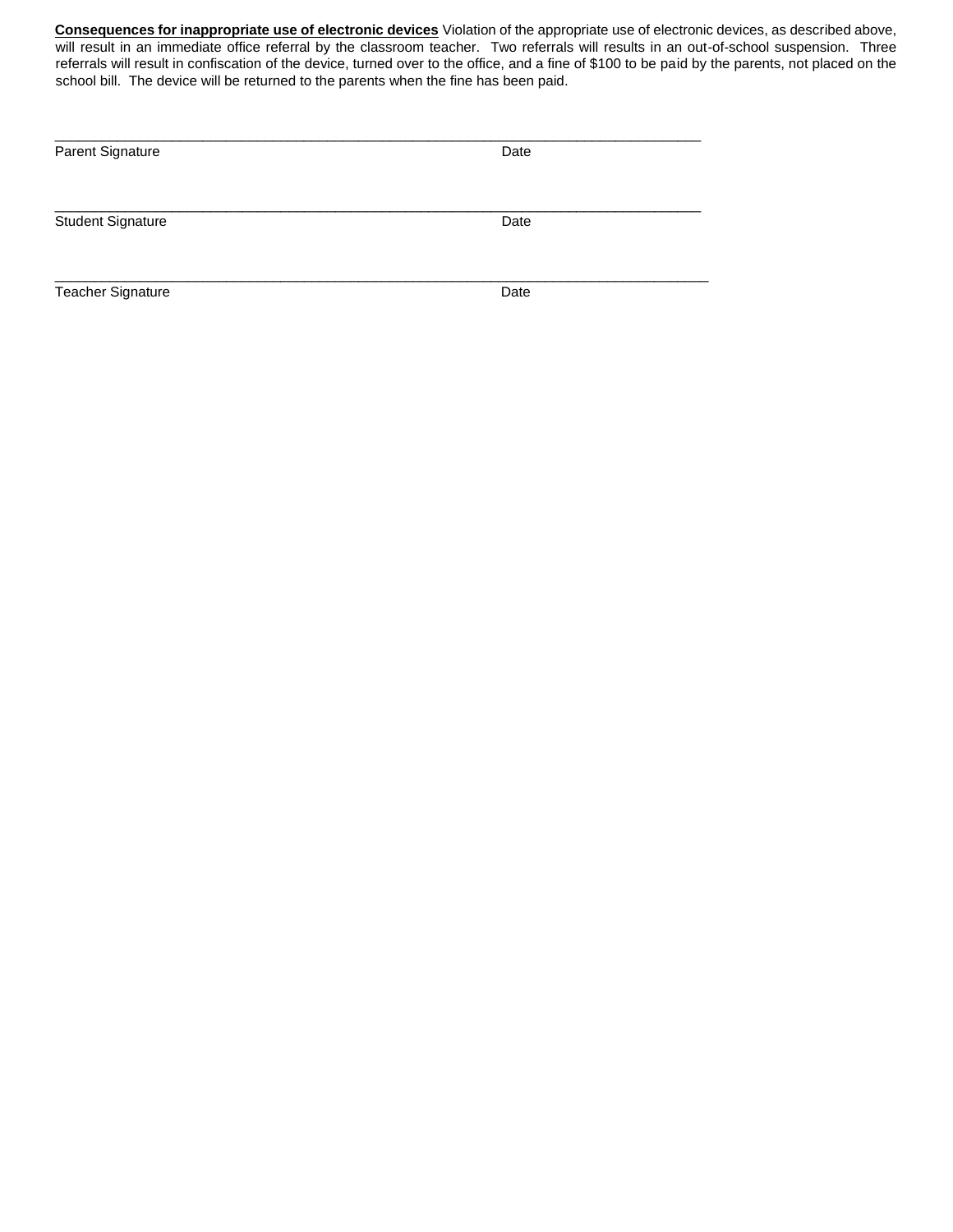**Consequences for inappropriate use of electronic devices** Violation of the appropriate use of electronic devices, as described above, will result in an immediate office referral by the classroom teacher. Two referrals will results in an out-of-school suspension. Three referrals will result in confiscation of the device, turned over to the office, and a fine of $100 to be paid by the parents, not placed on the school bill. The device will be returned to the parents when the fine has been paid.

\_\_\_\_\_\_\_\_\_\_\_\_\_\_\_\_\_\_\_\_\_\_\_\_\_\_\_\_\_\_\_\_\_\_\_\_\_\_\_\_\_\_\_\_\_\_\_\_\_\_\_\_\_\_\_\_\_\_\_\_\_\_\_\_\_\_\_\_\_\_\_\_\_\_\_\_

Parent Signature Date

\_\_\_\_\_\_\_\_\_\_\_\_\_\_\_\_\_\_\_\_\_\_\_\_\_\_\_\_\_\_\_\_\_\_\_\_\_\_\_\_\_\_\_\_\_\_\_\_\_\_\_\_\_\_\_\_\_\_\_\_\_\_\_\_\_\_\_\_\_\_\_\_\_\_\_\_

Student Signature Date

\_\_\_\_\_\_\_\_\_\_\_\_\_\_\_\_\_\_\_\_\_\_\_\_\_\_\_\_\_\_\_\_\_\_\_\_\_\_\_\_\_\_\_\_\_\_\_\_\_\_\_\_\_\_\_\_\_\_\_\_\_\_\_\_\_\_\_\_\_\_\_\_\_\_\_\_

Teacher Signature Date